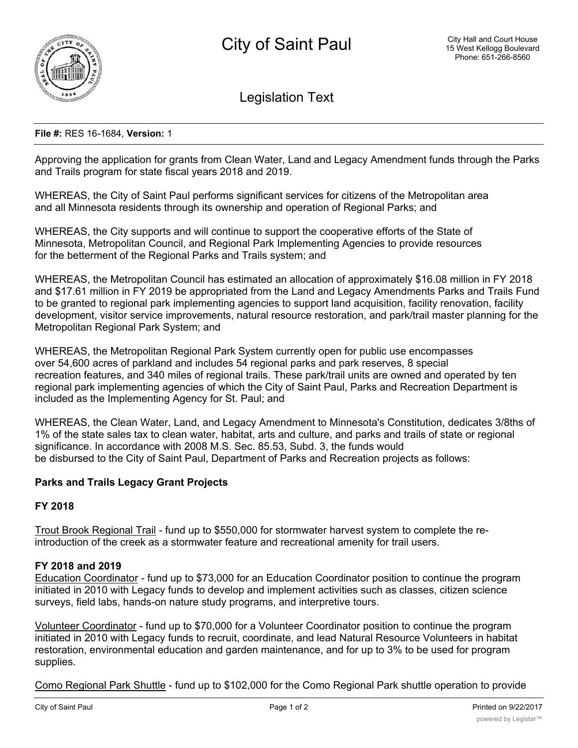# City of Saint Paul

City Hall and Court House
15 West Kellogg Boulevard
Phone: 651-266-8560

## Legislation Text

**File #:** RES 16-1684, **Version:** 1

Approving the application for grants from Clean Water, Land and Legacy Amendment funds through the Parks and Trails program for state fiscal years 2018 and 2019.

WHEREAS, the City of Saint Paul performs significant services for citizens of the Metropolitan area and all Minnesota residents through its ownership and operation of Regional Parks; and

WHEREAS, the City supports and will continue to support the cooperative efforts of the State of Minnesota, Metropolitan Council, and Regional Park Implementing Agencies to provide resources for the betterment of the Regional Parks and Trails system; and

WHEREAS, the Metropolitan Council has estimated an allocation of approximately $16.08 million in FY 2018 and $17.61 million in FY 2019 be appropriated from the Land and Legacy Amendments Parks and Trails Fund to be granted to regional park implementing agencies to support land acquisition, facility renovation, facility development, visitor service improvements, natural resource restoration, and park/trail master planning for the Metropolitan Regional Park System; and

WHEREAS, the Metropolitan Regional Park System currently open for public use encompasses over 54,600 acres of parkland and includes 54 regional parks and park reserves, 8 special recreation features, and 340 miles of regional trails. These park/trail units are owned and operated by ten regional park implementing agencies of which the City of Saint Paul, Parks and Recreation Department is included as the Implementing Agency for St. Paul; and

WHEREAS, the Clean Water, Land, and Legacy Amendment to Minnesota's Constitution, dedicates 3/8ths of 1% of the state sales tax to clean water, habitat, arts and culture, and parks and trails of state or regional significance. In accordance with 2008 M.S. Sec. 85.53, Subd. 3, the funds would be disbursed to the City of Saint Paul, Department of Parks and Recreation projects as follows:

**Parks and Trails Legacy Grant Projects**

**FY 2018**

Trout Brook Regional Trail - fund up to $550,000 for stormwater harvest system to complete the re-introduction of the creek as a stormwater feature and recreational amenity for trail users.

**FY 2018 and 2019**

Education Coordinator - fund up to $73,000 for an Education Coordinator position to continue the program initiated in 2010 with Legacy funds to develop and implement activities such as classes, citizen science surveys, field labs, hands-on nature study programs, and interpretive tours.

Volunteer Coordinator - fund up to $70,000 for a Volunteer Coordinator position to continue the program initiated in 2010 with Legacy funds to recruit, coordinate, and lead Natural Resource Volunteers in habitat restoration, environmental education and garden maintenance, and for up to 3% to be used for program supplies.

Como Regional Park Shuttle - fund up to $102,000 for the Como Regional Park shuttle operation to provide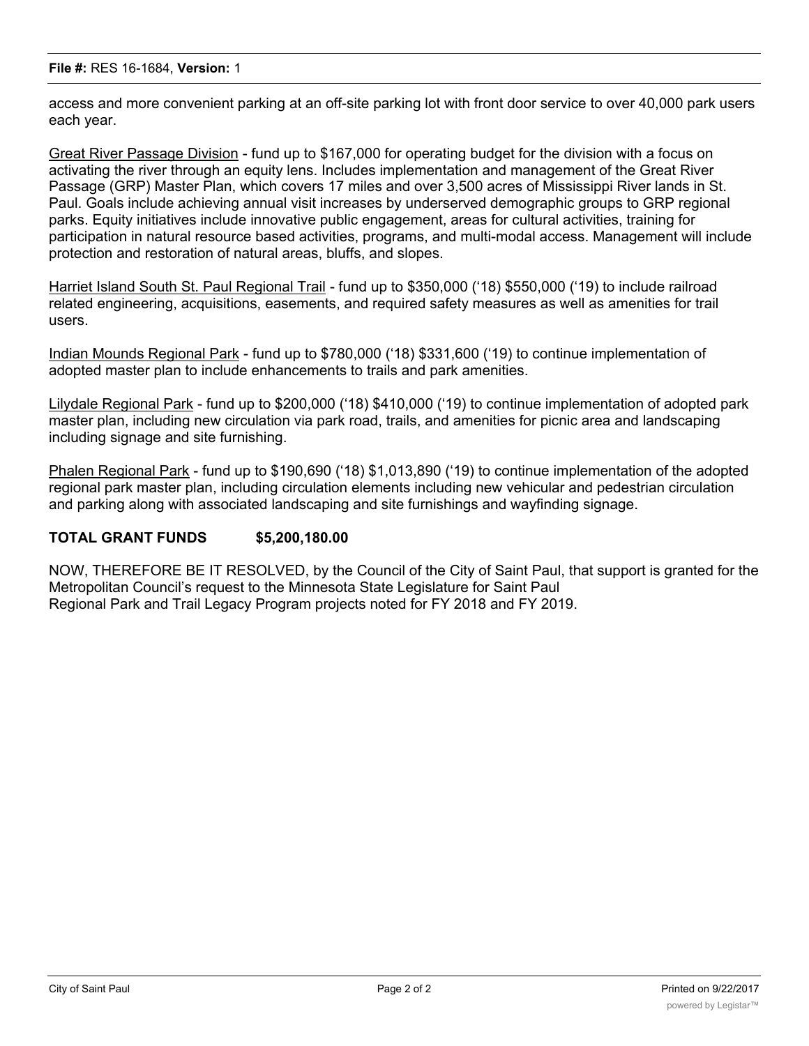access and more convenient parking at an off-site parking lot with front door service to over 40,000 park users each year.

Great River Passage Division - fund up to $167,000 for operating budget for the division with a focus on activating the river through an equity lens. Includes implementation and management of the Great River Passage (GRP) Master Plan, which covers 17 miles and over 3,500 acres of Mississippi River lands in St. Paul. Goals include achieving annual visit increases by underserved demographic groups to GRP regional parks. Equity initiatives include innovative public engagement, areas for cultural activities, training for participation in natural resource based activities, programs, and multi-modal access. Management will include protection and restoration of natural areas, bluffs, and slopes.

Harriet Island South St. Paul Regional Trail - fund up to $350,000 ('18) $550,000 ('19) to include railroad related engineering, acquisitions, easements, and required safety measures as well as amenities for trail users.

Indian Mounds Regional Park - fund up to $780,000 ('18) $331,600 ('19) to continue implementation of adopted master plan to include enhancements to trails and park amenities.

Lilydale Regional Park - fund up to $200,000 ('18) $410,000 ('19) to continue implementation of adopted park master plan, including new circulation via park road, trails, and amenities for picnic area and landscaping including signage and site furnishing.

Phalen Regional Park - fund up to $190,690 ('18) $1,013,890 ('19) to continue implementation of the adopted regional park master plan, including circulation elements including new vehicular and pedestrian circulation and parking along with associated landscaping and site furnishings and wayfinding signage.

**TOTAL GRANT FUNDS $5,200,180.00**

NOW, THEREFORE BE IT RESOLVED, by the Council of the City of Saint Paul, that support is granted for the Metropolitan Council's request to the Minnesota State Legislature for Saint Paul Regional Park and Trail Legacy Program projects noted for FY 2018 and FY 2019.